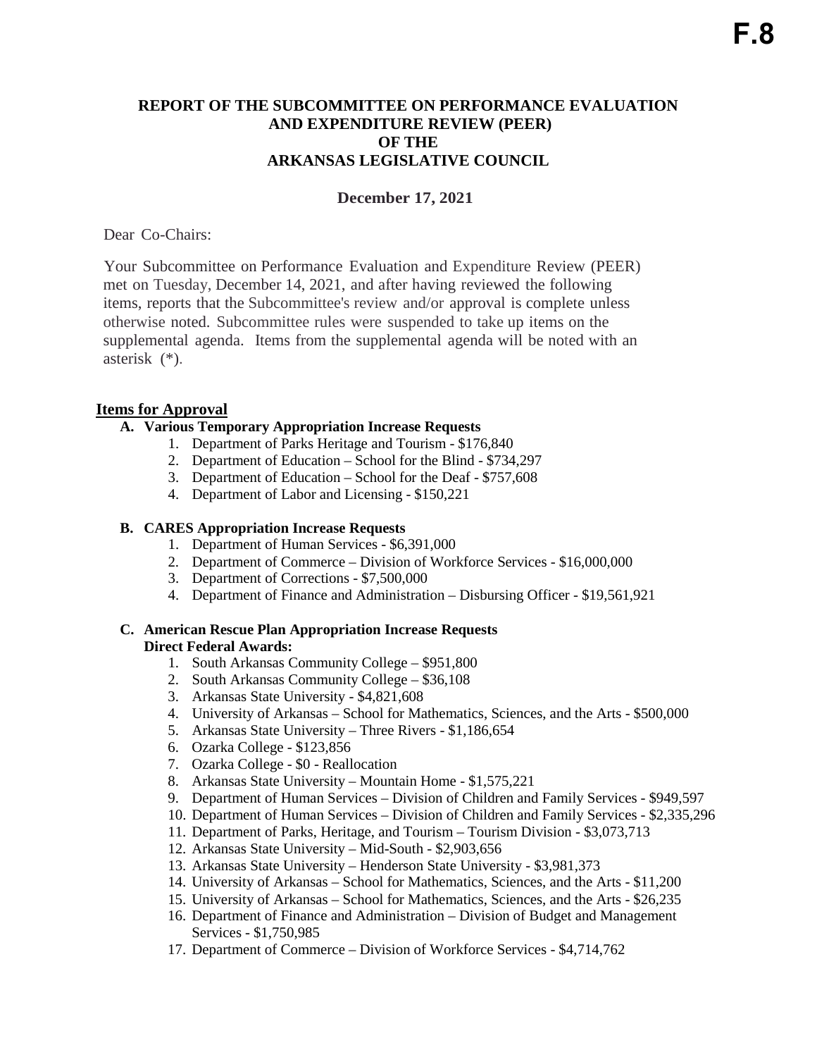**F.8**

# REPORT OF THE SUBCOMMITTEE ON PERFORMANCE EVALUATION AND EXPENDITURE REVIEW (PEER) OF THE ARKANSAS LEGISLATIVE COUNCIL

**December 17, 2021**

Dear Co-Chairs:

Your Subcommittee on Performance Evaluation and Expenditure Review (PEER) met on Tuesday, December 14, 2021, and after having reviewed the following items, reports that the Subcommittee's review and/or approval is complete unless otherwise noted. Subcommittee rules were suspended to take up items on the supplemental agenda. Items from the supplemental agenda will be noted with an asterisk (*).

## Items for Approval

**A. Various Temporary Appropriation Increase Requests**

1. Department of Parks Heritage and Tourism - $176,840
2. Department of Education – School for the Blind - $734,297
3. Department of Education – School for the Deaf - $757,608
4. Department of Labor and Licensing - $150,221

**B. CARES Appropriation Increase Requests**

1. Department of Human Services - $6,391,000
2. Department of Commerce – Division of Workforce Services - $16,000,000
3. Department of Corrections - $7,500,000
4. Department of Finance and Administration – Disbursing Officer - $19,561,921

**C. American Rescue Plan Appropriation Increase Requests**
**Direct Federal Awards:**

1. South Arkansas Community College – $951,800
2. South Arkansas Community College – $36,108
3. Arkansas State University - $4,821,608
4. University of Arkansas – School for Mathematics, Sciences, and the Arts - $500,000
5. Arkansas State University – Three Rivers - $1,186,654
6. Ozarka College - $123,856
7. Ozarka College - $0 - Reallocation
8. Arkansas State University – Mountain Home - $1,575,221
9. Department of Human Services – Division of Children and Family Services - $949,597
10. Department of Human Services – Division of Children and Family Services - $2,335,296
11. Department of Parks, Heritage, and Tourism – Tourism Division - $3,073,713
12. Arkansas State University – Mid-South - $2,903,656
13. Arkansas State University – Henderson State University - $3,981,373
14. University of Arkansas – School for Mathematics, Sciences, and the Arts - $11,200
15. University of Arkansas – School for Mathematics, Sciences, and the Arts - $26,235
16. Department of Finance and Administration – Division of Budget and Management Services - $1,750,985
17. Department of Commerce – Division of Workforce Services - $4,714,762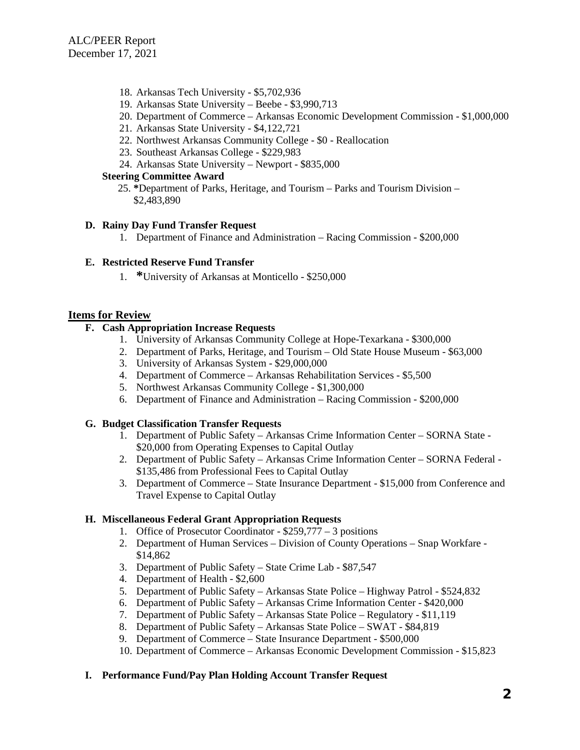18. Arkansas Tech University - $5,702,936
19. Arkansas State University – Beebe - $3,990,713
20. Department of Commerce – Arkansas Economic Development Commission - $1,000,000
21. Arkansas State University - $4,122,721
22. Northwest Arkansas Community College - $0 - Reallocation
23. Southeast Arkansas College - $229,983
24. Arkansas State University – Newport - $835,000

**Steering Committee Award**

25. *Department of Parks, Heritage, and Tourism – Parks and Tourism Division – $2,483,890

**D. Rainy Day Fund Transfer Request**

1. Department of Finance and Administration – Racing Commission - $200,000

**E. Restricted Reserve Fund Transfer**

1. *University of Arkansas at Monticello - $250,000

## Items for Review

**F. Cash Appropriation Increase Requests**

1. University of Arkansas Community College at Hope-Texarkana - $300,000
2. Department of Parks, Heritage, and Tourism – Old State House Museum - $63,000
3. University of Arkansas System - $29,000,000
4. Department of Commerce – Arkansas Rehabilitation Services - $5,500
5. Northwest Arkansas Community College - $1,300,000
6. Department of Finance and Administration – Racing Commission - $200,000

**G. Budget Classification Transfer Requests**

1. Department of Public Safety – Arkansas Crime Information Center – SORNA State - $20,000 from Operating Expenses to Capital Outlay
2. Department of Public Safety – Arkansas Crime Information Center – SORNA Federal - $135,486 from Professional Fees to Capital Outlay
3. Department of Commerce – State Insurance Department - $15,000 from Conference and Travel Expense to Capital Outlay

**H. Miscellaneous Federal Grant Appropriation Requests**

1. Office of Prosecutor Coordinator - $259,777 – 3 positions
2. Department of Human Services – Division of County Operations – Snap Workfare - $14,862
3. Department of Public Safety – State Crime Lab - $87,547
4. Department of Health - $2,600
5. Department of Public Safety – Arkansas State Police – Highway Patrol - $524,832
6. Department of Public Safety – Arkansas Crime Information Center - $420,000
7. Department of Public Safety – Arkansas State Police – Regulatory - $11,119
8. Department of Public Safety – Arkansas State Police – SWAT - $84,819
9. Department of Commerce – State Insurance Department - $500,000
10. Department of Commerce – Arkansas Economic Development Commission - $15,823

**I. Performance Fund/Pay Plan Holding Account Transfer Request**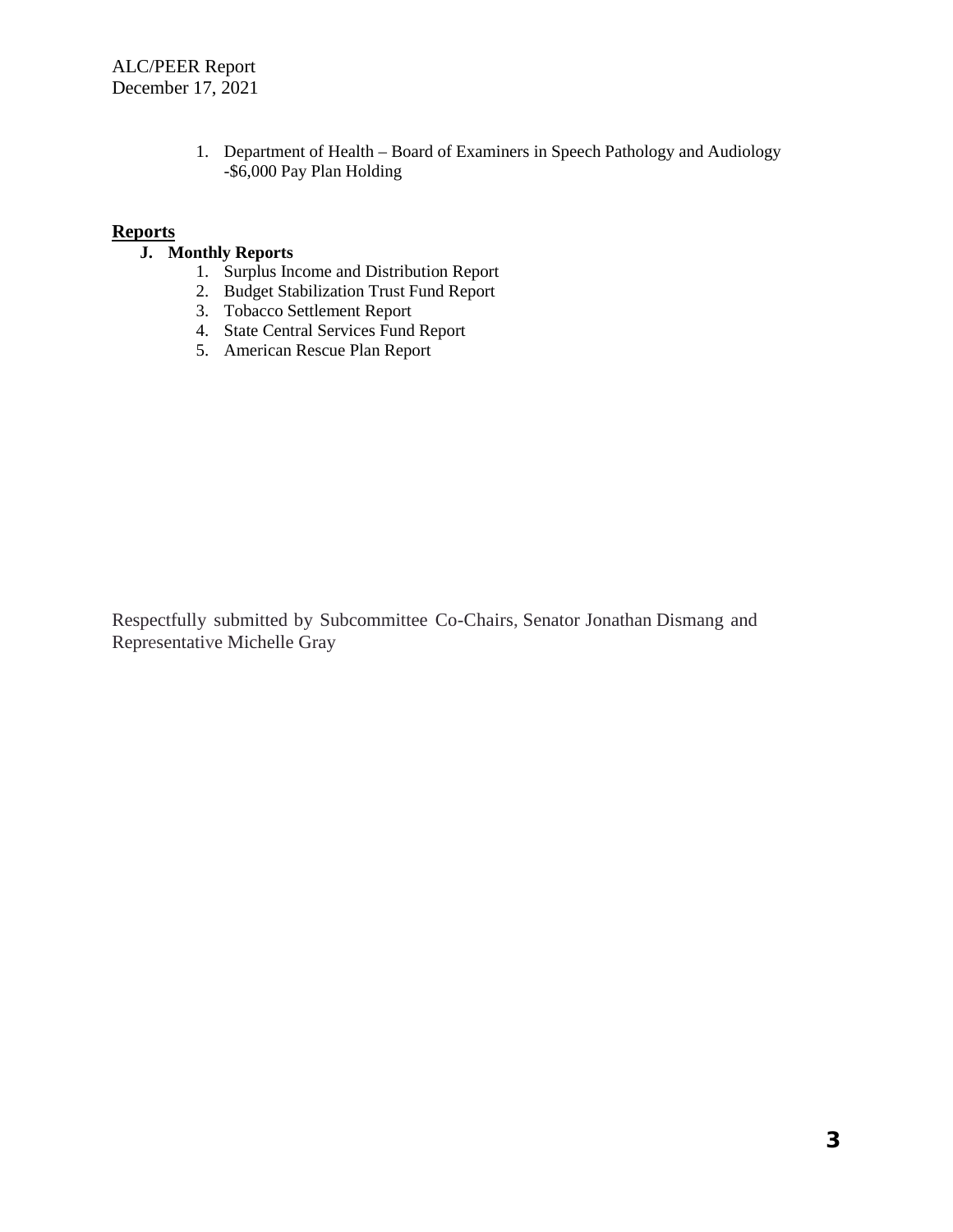1. Department of Health – Board of Examiners in Speech Pathology and Audiology -$6,000 Pay Plan Holding

## Reports

**J. Monthly Reports**

1. Surplus Income and Distribution Report
2. Budget Stabilization Trust Fund Report
3. Tobacco Settlement Report
4. State Central Services Fund Report
5. American Rescue Plan Report

Respectfully submitted by Subcommittee Co-Chairs, Senator Jonathan Dismang and Representative Michelle Gray